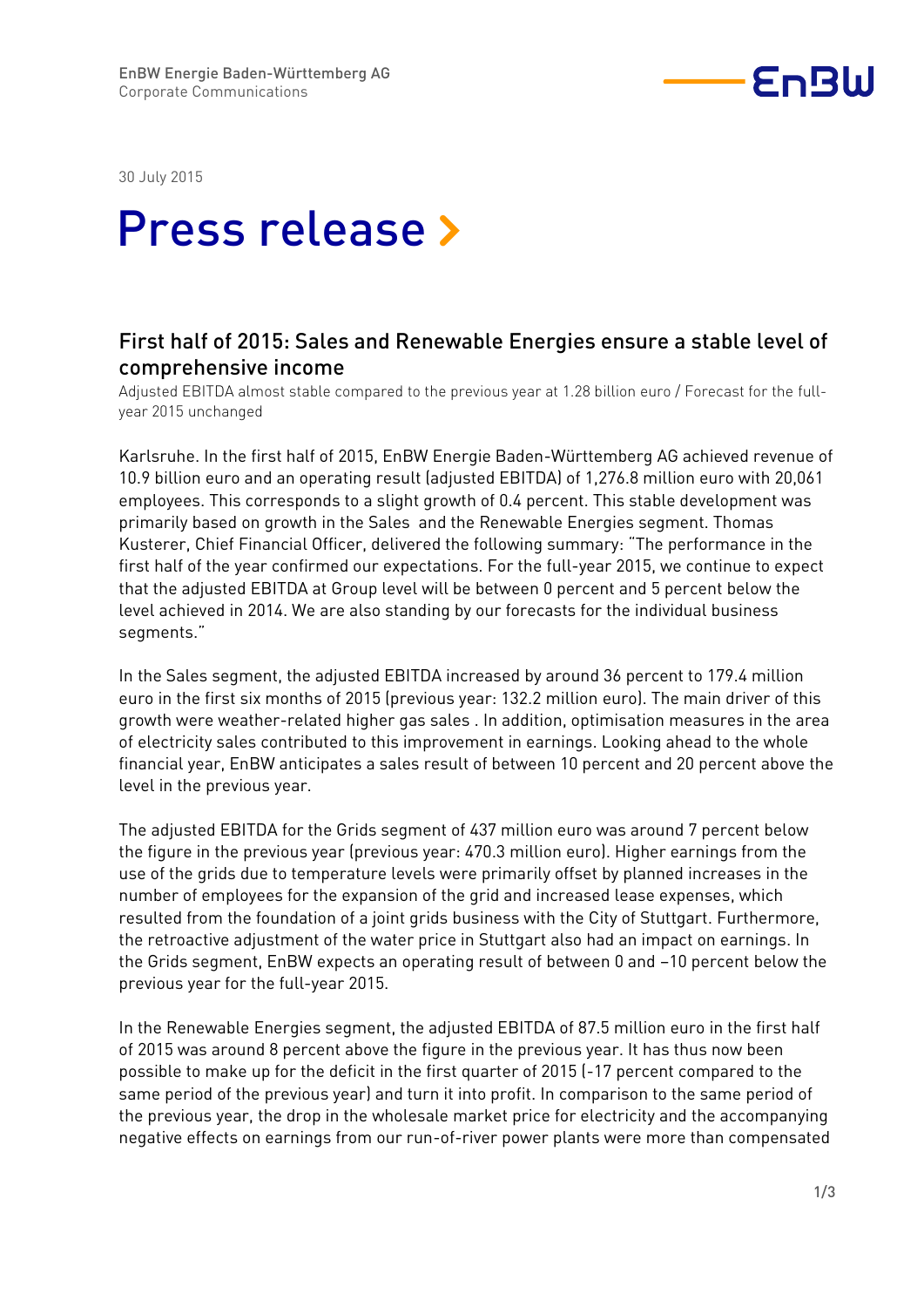EnBW Energie Baden-Württemberg AG
Corporate Communications

30 July 2015

# Press release >

## First half of 2015: Sales and Renewable Energies ensure a stable level of comprehensive income

Adjusted EBITDA almost stable compared to the previous year at 1.28 billion euro / Forecast for the full-year 2015 unchanged

Karlsruhe. In the first half of 2015, EnBW Energie Baden-Württemberg AG achieved revenue of 10.9 billion euro and an operating result (adjusted EBITDA) of 1,276.8 million euro with 20,061 employees. This corresponds to a slight growth of 0.4 percent. This stable development was primarily based on growth in the Sales and the Renewable Energies segment. Thomas Kusterer, Chief Financial Officer, delivered the following summary: "The performance in the first half of the year confirmed our expectations. For the full-year 2015, we continue to expect that the adjusted EBITDA at Group level will be between 0 percent and 5 percent below the level achieved in 2014. We are also standing by our forecasts for the individual business segments."

In the Sales segment, the adjusted EBITDA increased by around 36 percent to 179.4 million euro in the first six months of 2015 (previous year: 132.2 million euro). The main driver of this growth were weather-related higher gas sales . In addition, optimisation measures in the area of electricity sales contributed to this improvement in earnings. Looking ahead to the whole financial year, EnBW anticipates a sales result of between 10 percent and 20 percent above the level in the previous year.

The adjusted EBITDA for the Grids segment of 437 million euro was around 7 percent below the figure in the previous year (previous year: 470.3 million euro). Higher earnings from the use of the grids due to temperature levels were primarily offset by planned increases in the number of employees for the expansion of the grid and increased lease expenses, which resulted from the foundation of a joint grids business with the City of Stuttgart. Furthermore, the retroactive adjustment of the water price in Stuttgart also had an impact on earnings. In the Grids segment, EnBW expects an operating result of between 0 and –10 percent below the previous year for the full-year 2015.

In the Renewable Energies segment, the adjusted EBITDA of 87.5 million euro in the first half of 2015 was around 8 percent above the figure in the previous year. It has thus now been possible to make up for the deficit in the first quarter of 2015 (-17 percent compared to the same period of the previous year) and turn it into profit. In comparison to the same period of the previous year, the drop in the wholesale market price for electricity and the accompanying negative effects on earnings from our run-of-river power plants were more than compensated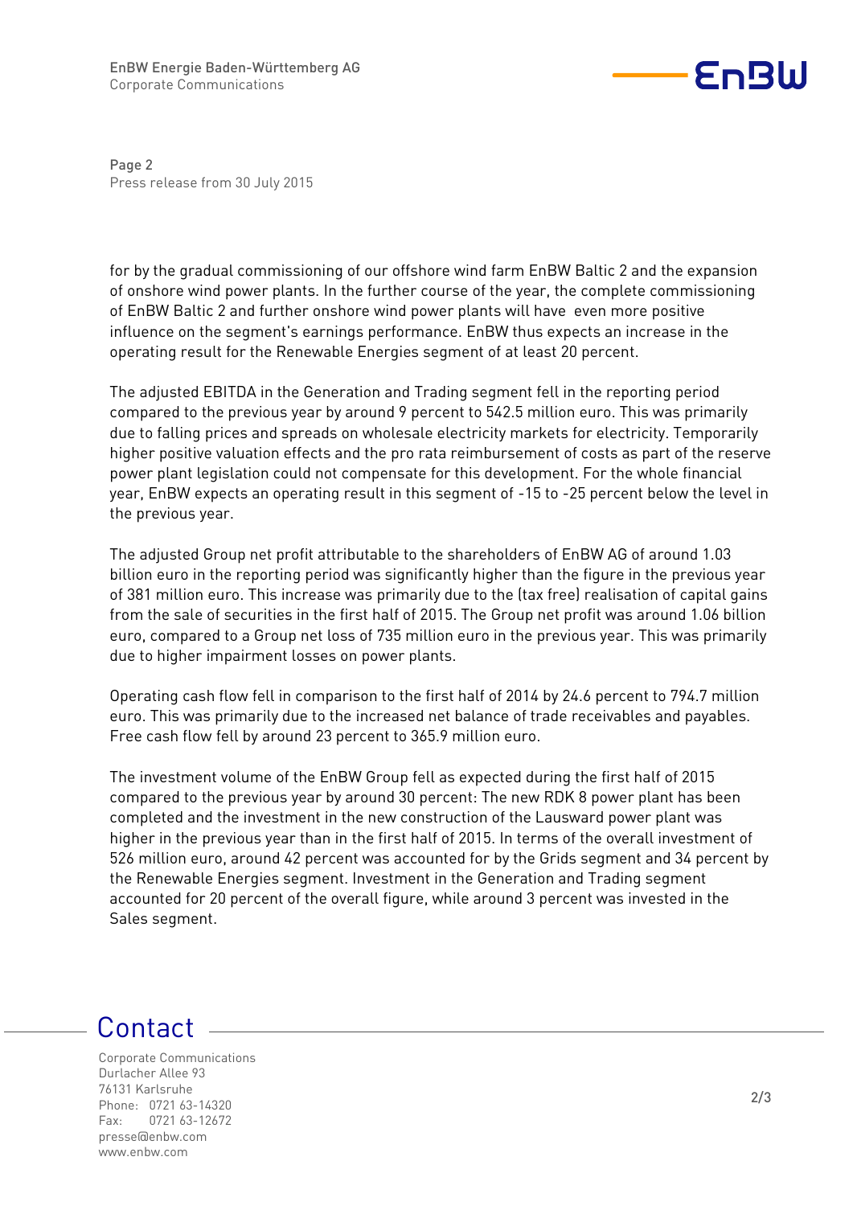for by the gradual commissioning of our offshore wind farm EnBW Baltic 2 and the expansion of onshore wind power plants. In the further course of the year, the complete commissioning of EnBW Baltic 2 and further onshore wind power plants will have even more positive influence on the segment's earnings performance. EnBW thus expects an increase in the operating result for the Renewable Energies segment of at least 20 percent.

The adjusted EBITDA in the Generation and Trading segment fell in the reporting period compared to the previous year by around 9 percent to 542.5 million euro. This was primarily due to falling prices and spreads on wholesale electricity markets for electricity. Temporarily higher positive valuation effects and the pro rata reimbursement of costs as part of the reserve power plant legislation could not compensate for this development. For the whole financial year, EnBW expects an operating result in this segment of -15 to -25 percent below the level in the previous year.

The adjusted Group net profit attributable to the shareholders of EnBW AG of around 1.03 billion euro in the reporting period was significantly higher than the figure in the previous year of 381 million euro. This increase was primarily due to the (tax free) realisation of capital gains from the sale of securities in the first half of 2015. The Group net profit was around 1.06 billion euro, compared to a Group net loss of 735 million euro in the previous year. This was primarily due to higher impairment losses on power plants.

Operating cash flow fell in comparison to the first half of 2014 by 24.6 percent to 794.7 million euro. This was primarily due to the increased net balance of trade receivables and payables. Free cash flow fell by around 23 percent to 365.9 million euro.

The investment volume of the EnBW Group fell as expected during the first half of 2015 compared to the previous year by around 30 percent: The new RDK 8 power plant has been completed and the investment in the new construction of the Lausward power plant was higher in the previous year than in the first half of 2015. In terms of the overall investment of 526 million euro, around 42 percent was accounted for by the Grids segment and 34 percent by the Renewable Energies segment. Investment in the Generation and Trading segment accounted for 20 percent of the overall figure, while around 3 percent was invested in the Sales segment.

## Contact

Corporate Communications
Durlacher Allee 93
76131 Karlsruhe
Phone: 0721 63-14320
Fax: 0721 63-12672
presse@enbw.com
www.enbw.com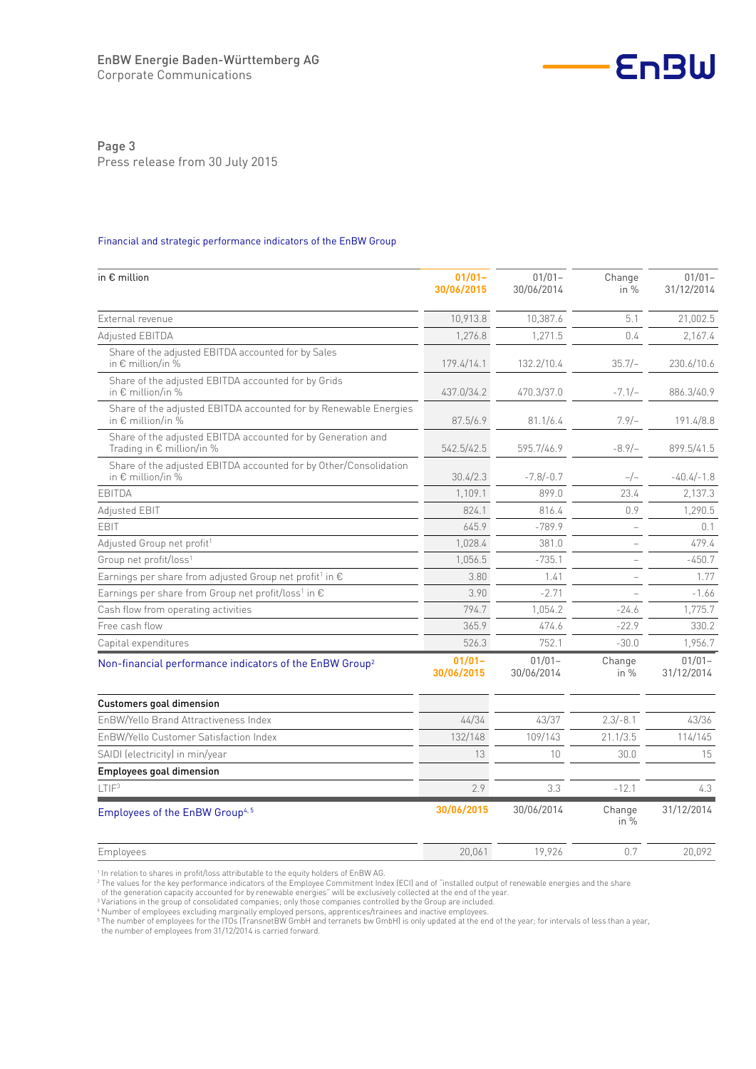Financial and strategic performance indicators of the EnBW Group

| in € million | 01/01–30/06/2015 | 01/01–30/06/2014 | Change in % | 01/01–31/12/2014 |
|---|---|---|---|---|
| External revenue | 10,913.8 | 10,387.6 | 5.1 | 21,002.5 |
| Adjusted EBITDA | 1,276.8 | 1,271.5 | 0.4 | 2,167.4 |
| Share of the adjusted EBITDA accounted for by Sales in € million/in % | 179.4/14.1 | 132.2/10.4 | 35.7/– | 230.6/10.6 |
| Share of the adjusted EBITDA accounted for by Grids in € million/in % | 437.0/34.2 | 470.3/37.0 | -7.1/– | 886.3/40.9 |
| Share of the adjusted EBITDA accounted for by Renewable Energies in € million/in % | 87.5/6.9 | 81.1/6.4 | 7.9/– | 191.4/8.8 |
| Share of the adjusted EBITDA accounted for by Generation and Trading in € million/in % | 542.5/42.5 | 595.7/46.9 | -8.9/– | 899.5/41.5 |
| Share of the adjusted EBITDA accounted for by Other/Consolidation in € million/in % | 30.4/2.3 | -7.8/-0.7 | –/– | -40.4/-1.8 |
| EBITDA | 1,109.1 | 899.0 | 23.4 | 2,137.3 |
| Adjusted EBIT | 824.1 | 816.4 | 0.9 | 1,290.5 |
| EBIT | 645.9 | -789.9 | – | 0.1 |
| Adjusted Group net profit[1] | 1,028.4 | 381.0 | – | 479.4 |
| Group net profit/loss[1] | 1,056.5 | -735.1 | – | -450.7 |
| Earnings per share from adjusted Group net profit[1] in € | 3.80 | 1.41 | – | 1.77 |
| Earnings per share from Group net profit/loss[1] in € | 3.90 | -2.71 | – | -1.66 |
| Cash flow from operating activities | 794.7 | 1,054.2 | -24.6 | 1,775.7 |
| Free cash flow | 365.9 | 474.6 | -22.9 | 330.2 |
| Capital expenditures | 526.3 | 752.1 | -30.0 | 1,956.7 |

| Non-financial performance indicators of the EnBW Group[2] | 01/01–30/06/2015 | 01/01–30/06/2014 | Change in % | 01/01–31/12/2014 |
|---|---|---|---|---|
| **Customers goal dimension** | | | | |
| EnBW/Yello Brand Attractiveness Index | 44/34 | 43/37 | 2.3/-8.1 | 43/36 |
| EnBW/Yello Customer Satisfaction Index | 132/148 | 109/143 | 21.1/3.5 | 114/145 |
| SAIDI (electricity) in min/year | 13 | 10 | 30.0 | 15 |
| **Employees goal dimension** | | | | |
| LTIF[3] | 2.9 | 3.3 | -12.1 | 4.3 |

| Employees of the EnBW Group[4, 5] | 30/06/2015 | 30/06/2014 | Change in % | 31/12/2014 |
|---|---|---|---|---|
| Employees | 20,061 | 19,926 | 0.7 | 20,092 |

[1] In relation to shares in profit/loss attributable to the equity holders of EnBW AG.
[2] The values for the key performance indicators of the Employee Commitment Index (ECI) and of "installed output of renewable energies and the share of the generation capacity accounted for by renewable energies" will be exclusively collected at the end of the year.
[3] Variations in the group of consolidated companies; only those companies controlled by the Group are included.
[4] Number of employees excluding marginally employed persons, apprentices/trainees and inactive employees.
[5] The number of employees for the ITOs (TransnetBW GmbH and terranets bw GmbH) is only updated at the end of the year; for intervals of less than a year, the number of employees from 31/12/2014 is carried forward.